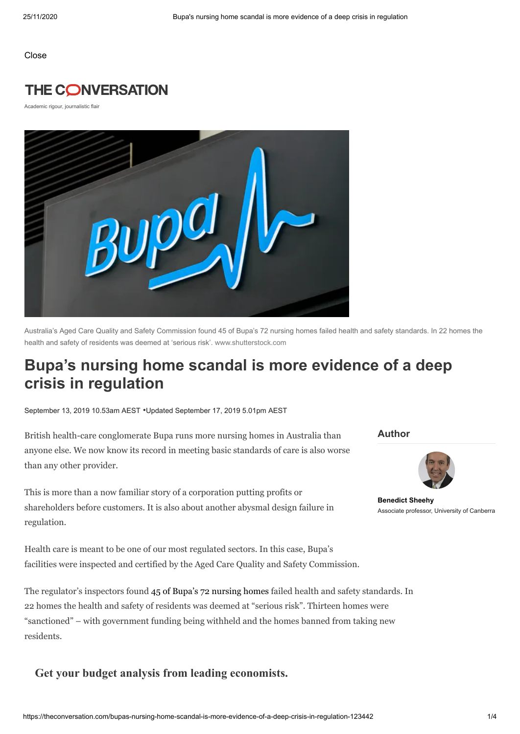Close

THE CONVERSATION

Academic rigour, journalistic flair

Australia's Aged Care Quality and Safety Commission found 45 of Bupa's 72 nursing homes failed health and safety standards. In 22 homes the health and safety of residents was deemed at 'serious risk'. www.shutterstock.com

# Bupa's nursing home scandal is more evidence of a deep crisis in regulation

September 13, 2019 10.53am AEST •Updated September 17, 2019 5.01pm AEST

**Author**

**Benedict Sheehy**
Associate professor, University of Canberra

British health-care conglomerate Bupa runs more nursing homes in Australia than anyone else. We now know its record in meeting basic standards of care is also worse than any other provider.

This is more than a now familiar story of a corporation putting profits or shareholders before customers. It is also about another abysmal design failure in regulation.

Health care is meant to be one of our most regulated sectors. In this case, Bupa's facilities were inspected and certified by the Aged Care Quality and Safety Commission.

The regulator's inspectors found 45 of Bupa's 72 nursing homes failed health and safety standards. In 22 homes the health and safety of residents was deemed at "serious risk". Thirteen homes were "sanctioned" – with government funding being withheld and the homes banned from taking new residents.

**Get your budget analysis from leading economists.**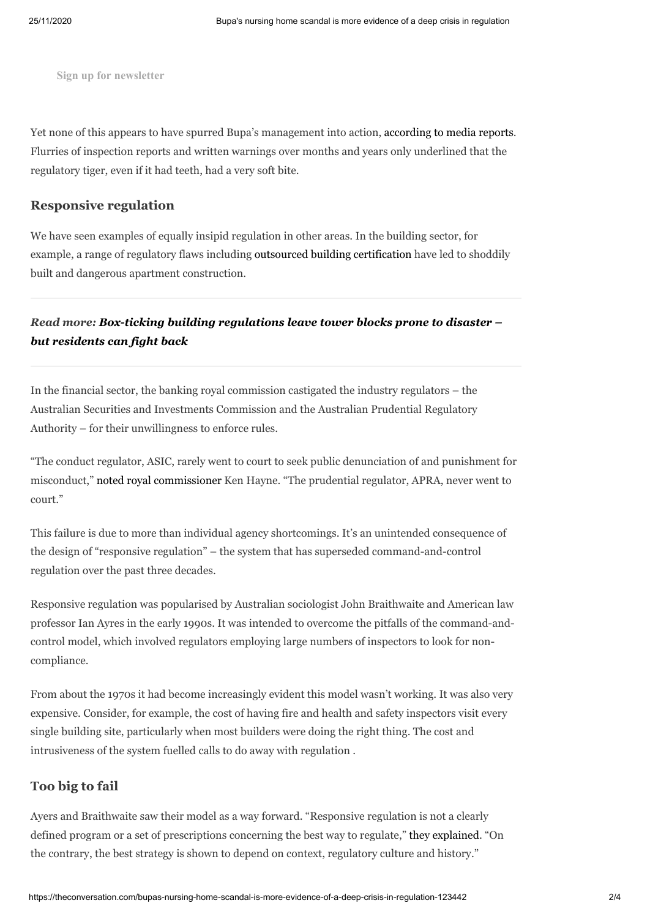Sign up for newsletter

Yet none of this appears to have spurred Bupa's management into action, according to media reports. Flurries of inspection reports and written warnings over months and years only underlined that the regulatory tiger, even if it had teeth, had a very soft bite.

## Responsive regulation

We have seen examples of equally insipid regulation in other areas. In the building sector, for example, a range of regulatory flaws including outsourced building certification have led to shoddily built and dangerous apartment construction.

***Read more:* *Box-ticking building regulations leave tower blocks prone to disaster – but residents can fight back***

In the financial sector, the banking royal commission castigated the industry regulators – the Australian Securities and Investments Commission and the Australian Prudential Regulatory Authority – for their unwillingness to enforce rules.

"The conduct regulator, ASIC, rarely went to court to seek public denunciation of and punishment for misconduct," noted royal commissioner Ken Hayne. "The prudential regulator, APRA, never went to court."

This failure is due to more than individual agency shortcomings. It's an unintended consequence of the design of "responsive regulation" – the system that has superseded command-and-control regulation over the past three decades.

Responsive regulation was popularised by Australian sociologist John Braithwaite and American law professor Ian Ayres in the early 1990s. It was intended to overcome the pitfalls of the command-and-control model, which involved regulators employing large numbers of inspectors to look for non-compliance.

From about the 1970s it had become increasingly evident this model wasn't working. It was also very expensive. Consider, for example, the cost of having fire and health and safety inspectors visit every single building site, particularly when most builders were doing the right thing. The cost and intrusiveness of the system fuelled calls to do away with regulation .

## Too big to fail

Ayers and Braithwaite saw their model as a way forward. "Responsive regulation is not a clearly defined program or a set of prescriptions concerning the best way to regulate," they explained. "On the contrary, the best strategy is shown to depend on context, regulatory culture and history."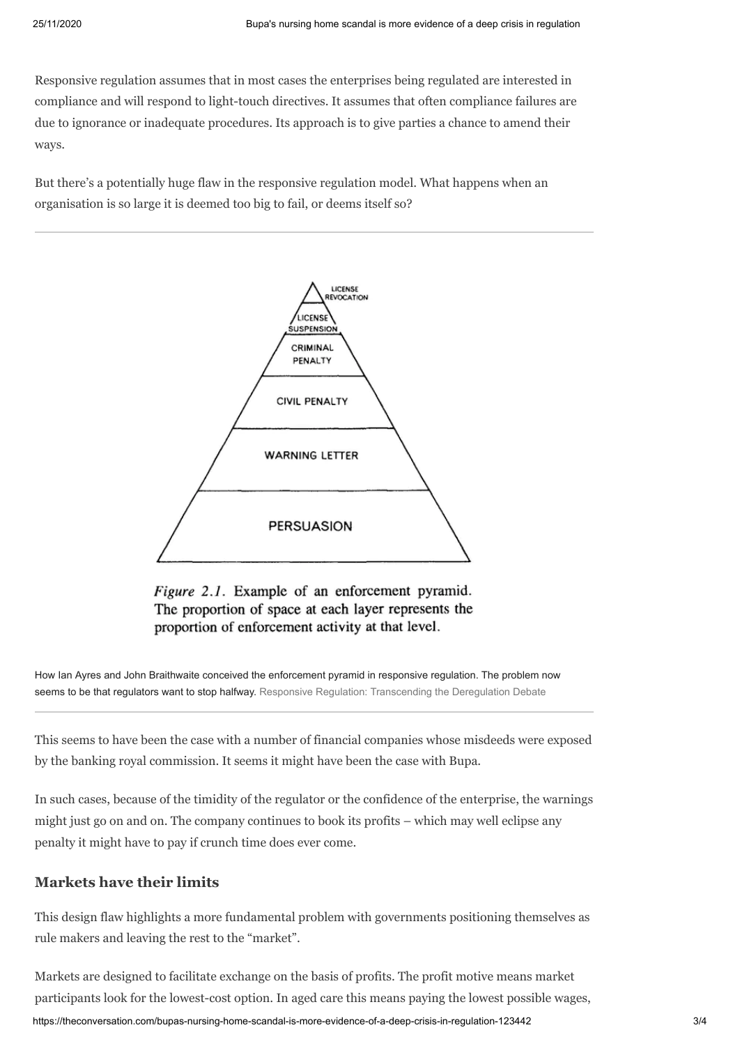Responsive regulation assumes that in most cases the enterprises being regulated are interested in compliance and will respond to light-touch directives. It assumes that often compliance failures are due to ignorance or inadequate procedures. Its approach is to give parties a chance to amend their ways.

But there's a potentially huge flaw in the responsive regulation model. What happens when an organisation is so large it is deemed too big to fail, or deems itself so?

LICENSE REVOCATION

LICENSE SUSPENSION

CRIMINAL PENALTY

CIVIL PENALTY

WARNING LETTER

PERSUASION

*Figure 2.1.* Example of an enforcement pyramid. The proportion of space at each layer represents the proportion of enforcement activity at that level.

How Ian Ayres and John Braithwaite conceived the enforcement pyramid in responsive regulation. The problem now seems to be that regulators want to stop halfway. Responsive Regulation: Transcending the Deregulation Debate

This seems to have been the case with a number of financial companies whose misdeeds were exposed by the banking royal commission. It seems it might have been the case with Bupa.

In such cases, because of the timidity of the regulator or the confidence of the enterprise, the warnings might just go on and on. The company continues to book its profits – which may well eclipse any penalty it might have to pay if crunch time does ever come.

## Markets have their limits

This design flaw highlights a more fundamental problem with governments positioning themselves as rule makers and leaving the rest to the "market".

Markets are designed to facilitate exchange on the basis of profits. The profit motive means market participants look for the lowest-cost option. In aged care this means paying the lowest possible wages,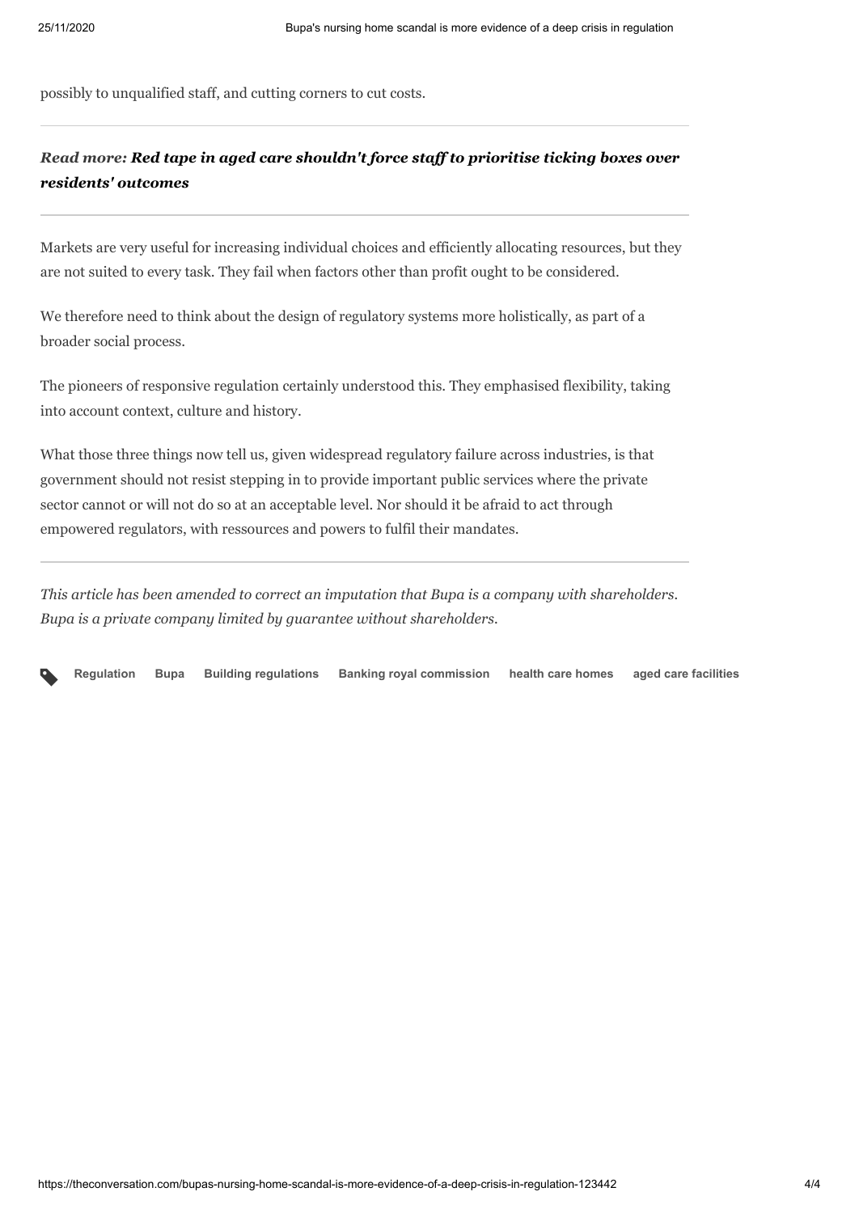possibly to unqualified staff, and cutting corners to cut costs.

---

***Read more:* Red tape in aged care shouldn't force staff to prioritise ticking boxes over residents' outcomes**

---

Markets are very useful for increasing individual choices and efficiently allocating resources, but they are not suited to every task. They fail when factors other than profit ought to be considered.

We therefore need to think about the design of regulatory systems more holistically, as part of a broader social process.

The pioneers of responsive regulation certainly understood this. They emphasised flexibility, taking into account context, culture and history.

What those three things now tell us, given widespread regulatory failure across industries, is that government should not resist stepping in to provide important public services where the private sector cannot or will not do so at an acceptable level. Nor should it be afraid to act through empowered regulators, with ressources and powers to fulfil their mandates.

---

*This article has been amended to correct an imputation that Bupa is a company with shareholders. Bupa is a private company limited by guarantee without shareholders.*

**Regulation** **Bupa** **Building regulations** **Banking royal commission** **health care homes** **aged care facilities**